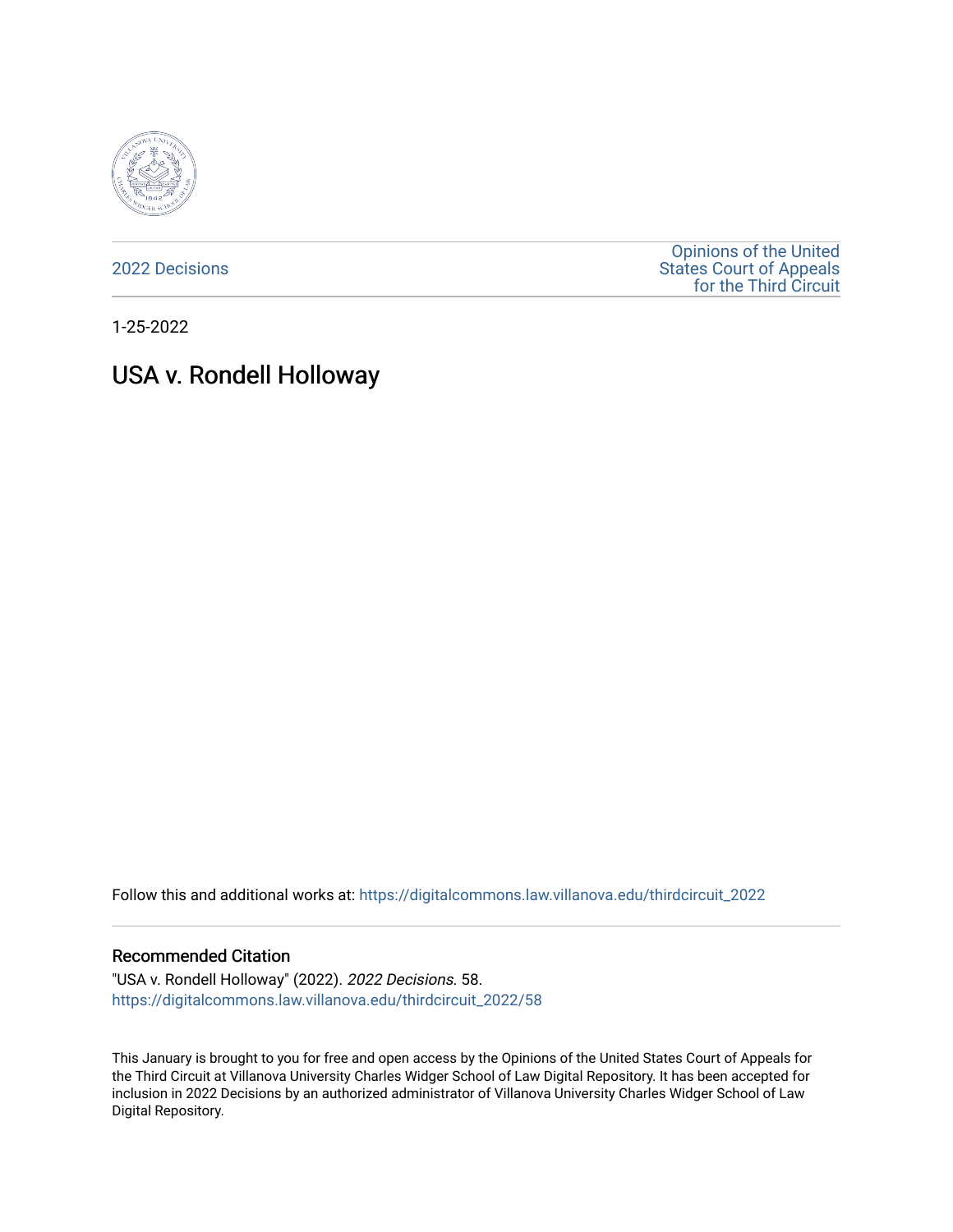2022 Decisions

Opinions of the United States Court of Appeals for the Third Circuit

1-25-2022

# USA v. Rondell Holloway

Follow this and additional works at: https://digitalcommons.law.villanova.edu/thirdcircuit_2022

### Recommended Citation

"USA v. Rondell Holloway" (2022). *2022 Decisions*. 58.
https://digitalcommons.law.villanova.edu/thirdcircuit_2022/58

This January is brought to you for free and open access by the Opinions of the United States Court of Appeals for the Third Circuit at Villanova University Charles Widger School of Law Digital Repository. It has been accepted for inclusion in 2022 Decisions by an authorized administrator of Villanova University Charles Widger School of Law Digital Repository.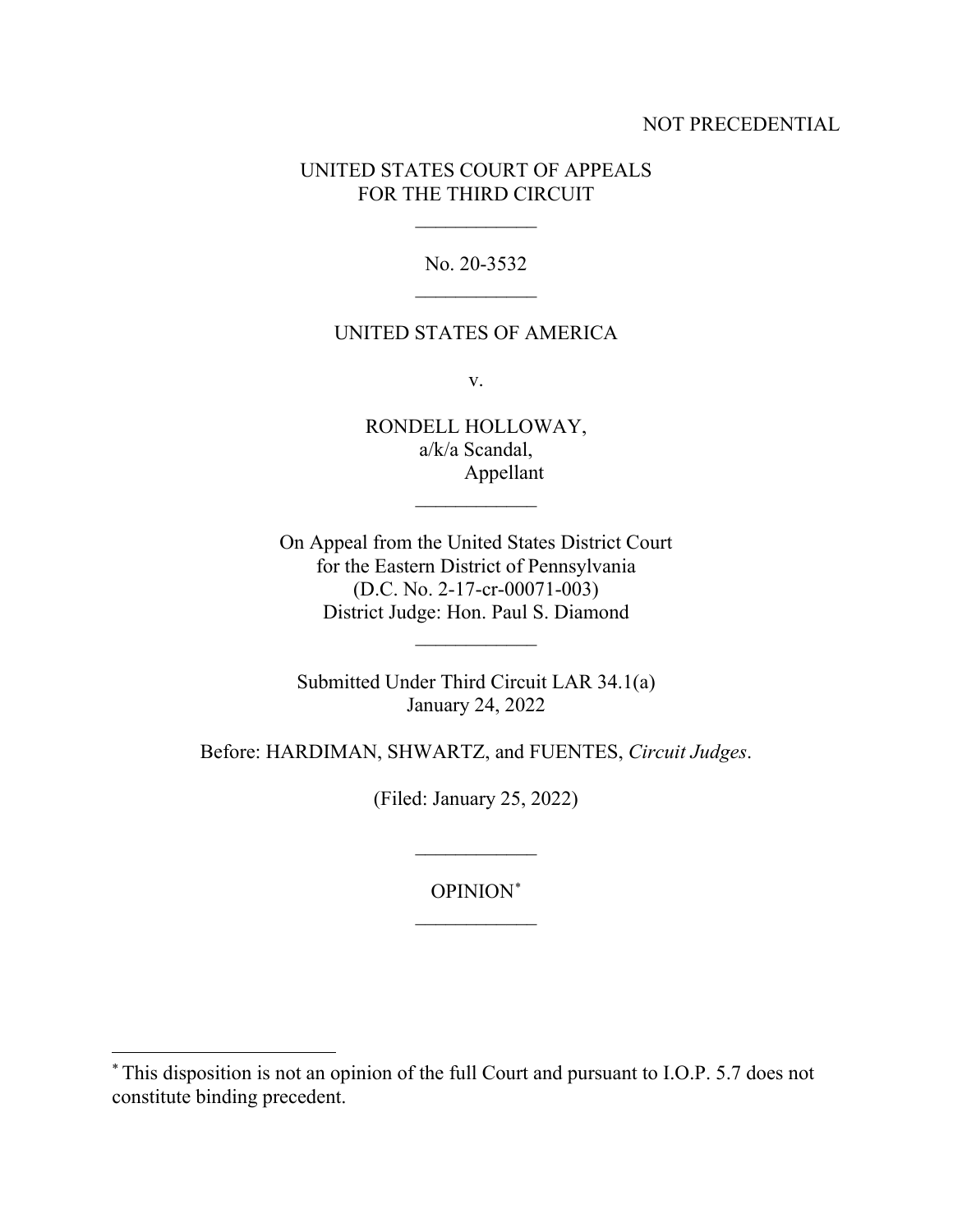NOT PRECEDENTIAL

UNITED STATES COURT OF APPEALS
FOR THE THIRD CIRCUIT

---

No. 20-3532

---

UNITED STATES OF AMERICA

v.

RONDELL HOLLOWAY,
a/k/a Scandal,
Appellant

---

On Appeal from the United States District Court
for the Eastern District of Pennsylvania
(D.C. No. 2-17-cr-00071-003)
District Judge: Hon. Paul S. Diamond

---

Submitted Under Third Circuit LAR 34.1(a)
January 24, 2022

Before: HARDIMAN, SHWARTZ, and FUENTES, *Circuit Judges*.

(Filed: January 25, 2022)

---

OPINION*

---

* This disposition is not an opinion of the full Court and pursuant to I.O.P. 5.7 does not constitute binding precedent.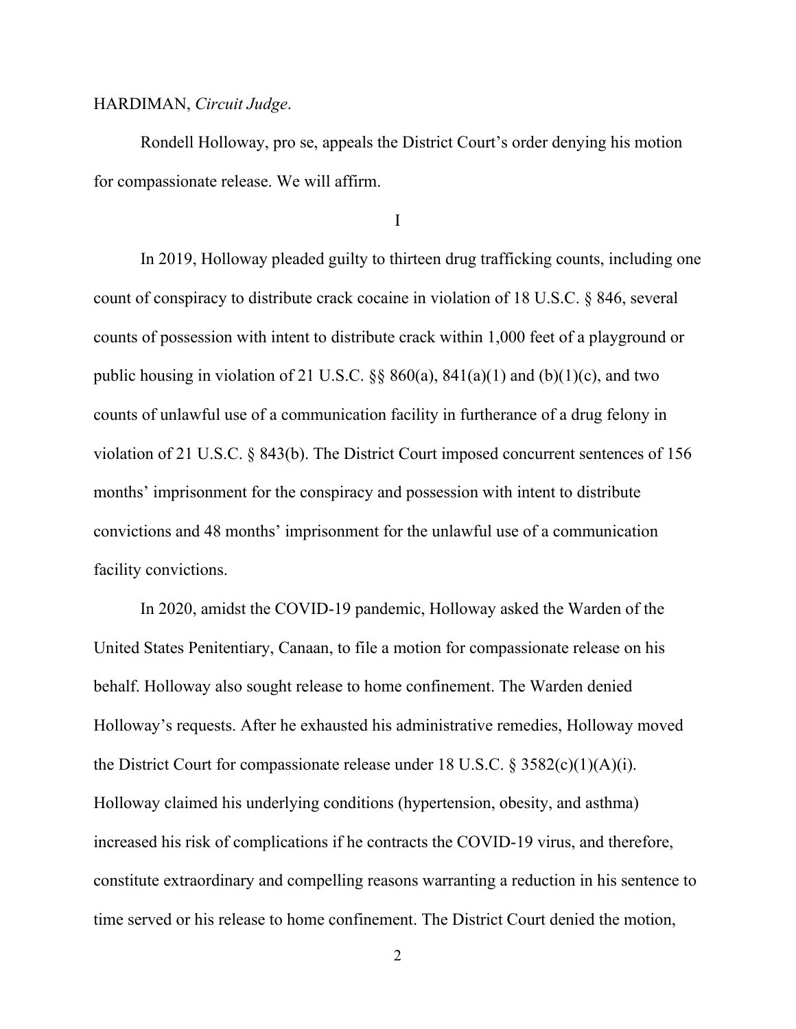HARDIMAN, *Circuit Judge*.

Rondell Holloway, pro se, appeals the District Court's order denying his motion for compassionate release. We will affirm.

I

In 2019, Holloway pleaded guilty to thirteen drug trafficking counts, including one count of conspiracy to distribute crack cocaine in violation of 18 U.S.C. § 846, several counts of possession with intent to distribute crack within 1,000 feet of a playground or public housing in violation of 21 U.S.C. §§ 860(a), 841(a)(1) and (b)(1)(c), and two counts of unlawful use of a communication facility in furtherance of a drug felony in violation of 21 U.S.C. § 843(b). The District Court imposed concurrent sentences of 156 months' imprisonment for the conspiracy and possession with intent to distribute convictions and 48 months' imprisonment for the unlawful use of a communication facility convictions.

In 2020, amidst the COVID-19 pandemic, Holloway asked the Warden of the United States Penitentiary, Canaan, to file a motion for compassionate release on his behalf. Holloway also sought release to home confinement. The Warden denied Holloway's requests. After he exhausted his administrative remedies, Holloway moved the District Court for compassionate release under 18 U.S.C. § 3582(c)(1)(A)(i). Holloway claimed his underlying conditions (hypertension, obesity, and asthma) increased his risk of complications if he contracts the COVID-19 virus, and therefore, constitute extraordinary and compelling reasons warranting a reduction in his sentence to time served or his release to home confinement. The District Court denied the motion,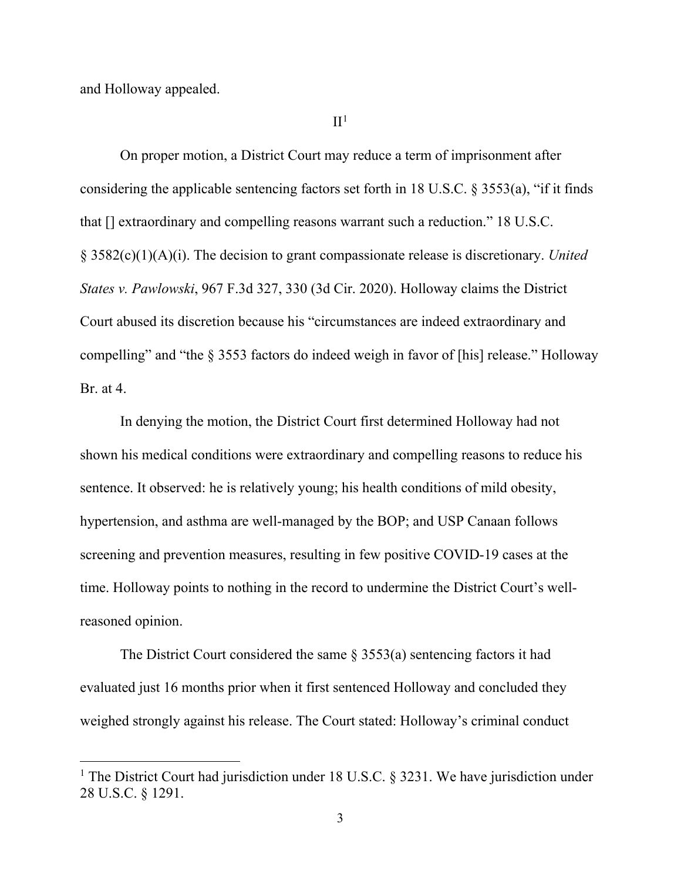and Holloway appealed.

## II[1]

On proper motion, a District Court may reduce a term of imprisonment after considering the applicable sentencing factors set forth in 18 U.S.C. § 3553(a), "if it finds that [] extraordinary and compelling reasons warrant such a reduction." 18 U.S.C. § 3582(c)(1)(A)(i). The decision to grant compassionate release is discretionary. *United States v. Pawlowski*, 967 F.3d 327, 330 (3d Cir. 2020). Holloway claims the District Court abused its discretion because his "circumstances are indeed extraordinary and compelling" and "the § 3553 factors do indeed weigh in favor of [his] release." Holloway Br. at 4.

In denying the motion, the District Court first determined Holloway had not shown his medical conditions were extraordinary and compelling reasons to reduce his sentence. It observed: he is relatively young; his health conditions of mild obesity, hypertension, and asthma are well-managed by the BOP; and USP Canaan follows screening and prevention measures, resulting in few positive COVID-19 cases at the time. Holloway points to nothing in the record to undermine the District Court's well-reasoned opinion.

The District Court considered the same § 3553(a) sentencing factors it had evaluated just 16 months prior when it first sentenced Holloway and concluded they weighed strongly against his release. The Court stated: Holloway's criminal conduct

---

[1] The District Court had jurisdiction under 18 U.S.C. § 3231. We have jurisdiction under 28 U.S.C. § 1291.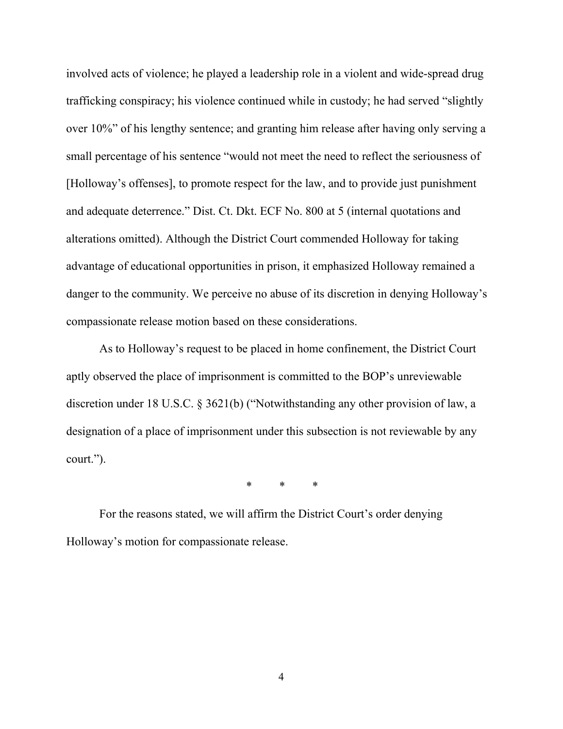involved acts of violence; he played a leadership role in a violent and wide-spread drug trafficking conspiracy; his violence continued while in custody; he had served "slightly over 10%" of his lengthy sentence; and granting him release after having only serving a small percentage of his sentence "would not meet the need to reflect the seriousness of [Holloway's offenses], to promote respect for the law, and to provide just punishment and adequate deterrence." Dist. Ct. Dkt. ECF No. 800 at 5 (internal quotations and alterations omitted). Although the District Court commended Holloway for taking advantage of educational opportunities in prison, it emphasized Holloway remained a danger to the community. We perceive no abuse of its discretion in denying Holloway's compassionate release motion based on these considerations.

As to Holloway's request to be placed in home confinement, the District Court aptly observed the place of imprisonment is committed to the BOP's unreviewable discretion under 18 U.S.C. § 3621(b) ("Notwithstanding any other provision of law, a designation of a place of imprisonment under this subsection is not reviewable by any court.").

\* \* \*

For the reasons stated, we will affirm the District Court's order denying Holloway's motion for compassionate release.